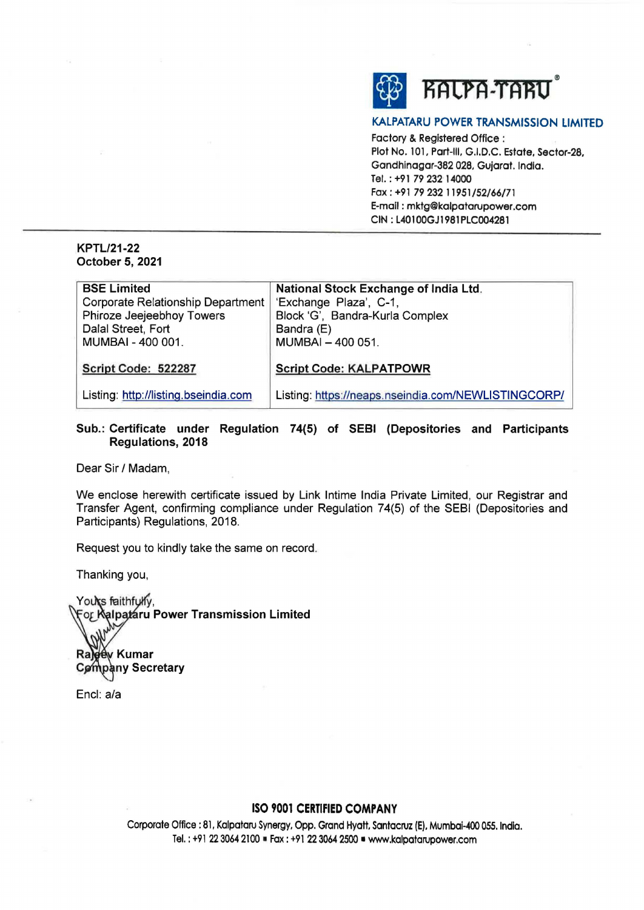KALPA-TARU®

**KALPATARU POWER TRANSMISSION LIMITED**

Factory & Registered Office :
Plot No. 101, Part-III, G.I.D.C. Estate, Sector-28,
Gandhinagar-382 028, Gujarat. India.
Tel. : +91 79 232 14000
Fax : +91 79 232 11951/52/66/71
E-mail : mktg@kalpatarupower.com
CIN : L40100GJ1981PLC004281

---

**KPTL/21-22**
**October 5, 2021**

| **BSE Limited**<br>Corporate Relationship Department<br>Phiroze Jeejeebhoy Towers<br>Dalal Street, Fort<br>MUMBAI - 400 001.<br><br>**Script Code: 522287**<br><br>Listing: http://listing.bseindia.com | **National Stock Exchange of India Ltd.**<br>'Exchange Plaza', C-1,<br>Block 'G', Bandra-Kurla Complex<br>Bandra (E)<br>MUMBAI – 400 051.<br><br>**Script Code: KALPATPOWR**<br><br>Listing: https://neaps.nseindia.com/NEWLISTINGCORP/ |
|---|---|

**Sub.: Certificate under Regulation 74(5) of SEBI (Depositories and Participants Regulations, 2018**

Dear Sir / Madam,

We enclose herewith certificate issued by Link Intime India Private Limited, our Registrar and Transfer Agent, confirming compliance under Regulation 74(5) of the SEBI (Depositories and Participants) Regulations, 2018.

Request you to kindly take the same on record.

Thanking you,

Yours faithfully,
**For Kalpataru Power Transmission Limited**

**Rajeev Kumar**
**Company Secretary**

Encl: a/a

**ISO 9001 CERTIFIED COMPANY**

Corporate Office : 81, Kalpataru Synergy, Opp. Grand Hyatt, Santacruz (E), Mumbai-400 055. India.
Tel. : +91 22 3064 2100 ▪ Fax : +91 22 3064 2500 ▪ www.kalpatarupower.com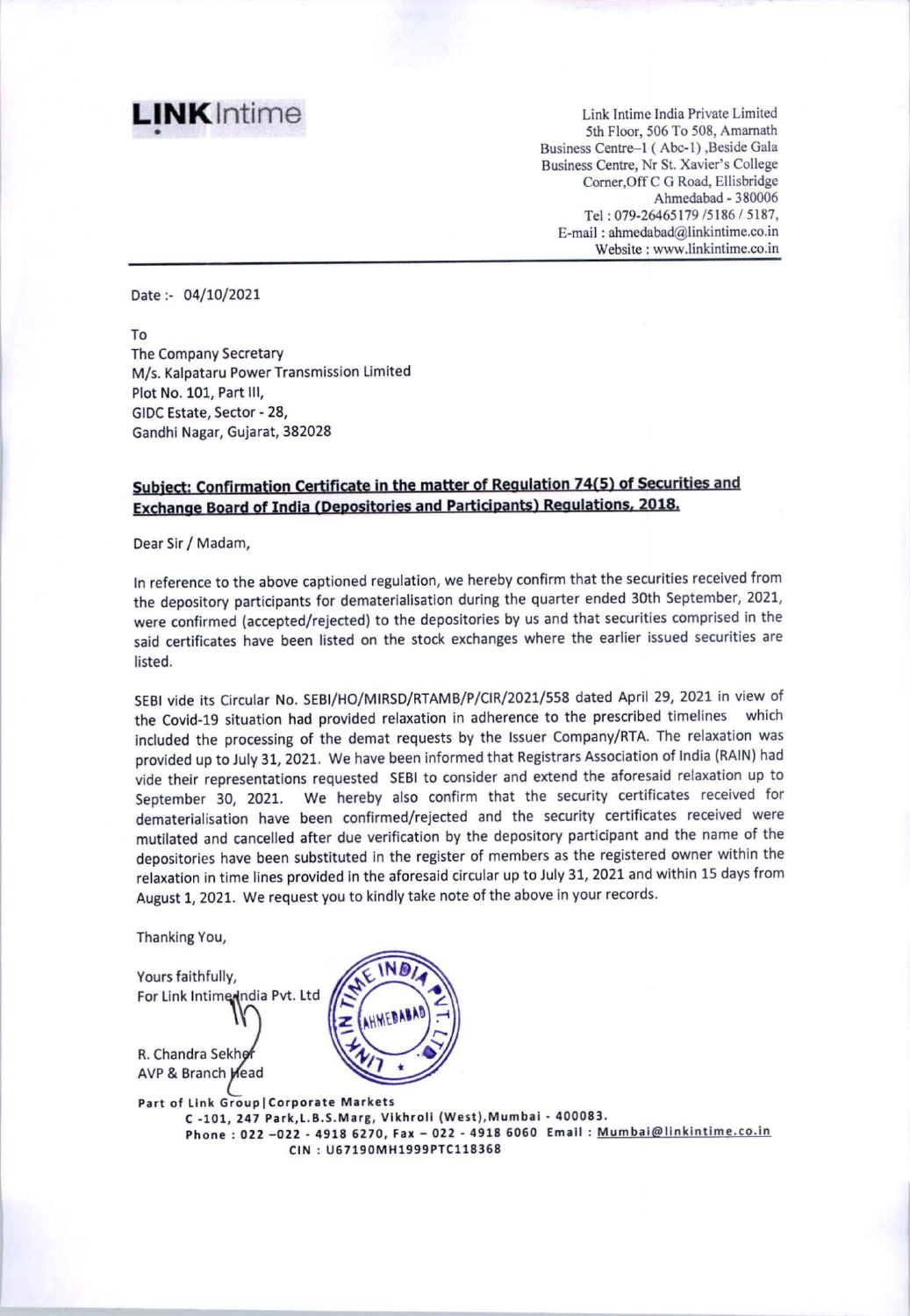**LINK**Intime

Link Intime India Private Limited
5th Floor, 506 To 508, Amarnath
Business Centre–1 ( Abc-1) ,Beside Gala
Business Centre, Nr St. Xavier's College
Corner,Off C G Road, Ellisbridge
Ahmedabad - 380006
Tel : 079-26465179 /5186 / 5187,
E-mail : ahmedabad@linkintime.co.in
Website : www.linkintime.co.in

Date :- 04/10/2021

To
The Company Secretary
M/s. Kalpataru Power Transmission Limited
Plot No. 101, Part III,
GIDC Estate, Sector - 28,
Gandhi Nagar, Gujarat, 382028

**Subject: Confirmation Certificate in the matter of Regulation 74(5) of Securities and Exchange Board of India (Depositories and Participants) Regulations, 2018.**

Dear Sir / Madam,

In reference to the above captioned regulation, we hereby confirm that the securities received from the depository participants for dematerialisation during the quarter ended 30th September, 2021, were confirmed (accepted/rejected) to the depositories by us and that securities comprised in the said certificates have been listed on the stock exchanges where the earlier issued securities are listed.

SEBI vide its Circular No. SEBI/HO/MIRSD/RTAMB/P/CIR/2021/558 dated April 29, 2021 in view of the Covid-19 situation had provided relaxation in adherence to the prescribed timelines which included the processing of the demat requests by the Issuer Company/RTA. The relaxation was provided up to July 31, 2021. We have been informed that Registrars Association of India (RAIN) had vide their representations requested SEBI to consider and extend the aforesaid relaxation up to September 30, 2021. We hereby also confirm that the security certificates received for dematerialisation have been confirmed/rejected and the security certificates received were mutilated and cancelled after due verification by the depository participant and the name of the depositories have been substituted in the register of members as the registered owner within the relaxation in time lines provided in the aforesaid circular up to July 31, 2021 and within 15 days from August 1, 2021. We request you to kindly take note of the above in your records.

Thanking You,

Yours faithfully,
For Link Intime India Pvt. Ltd

R. Chandra Sekher
AVP & Branch Head

Part of Link Group | Corporate Markets
C -101, 247 Park, L.B.S.Marg, Vikhroli (West), Mumbai - 400083.
Phone : 022 –022 - 4918 6270, Fax – 022 - 4918 6060 Email : Mumbai@linkintime.co.in
CIN : U67190MH1999PTC118368